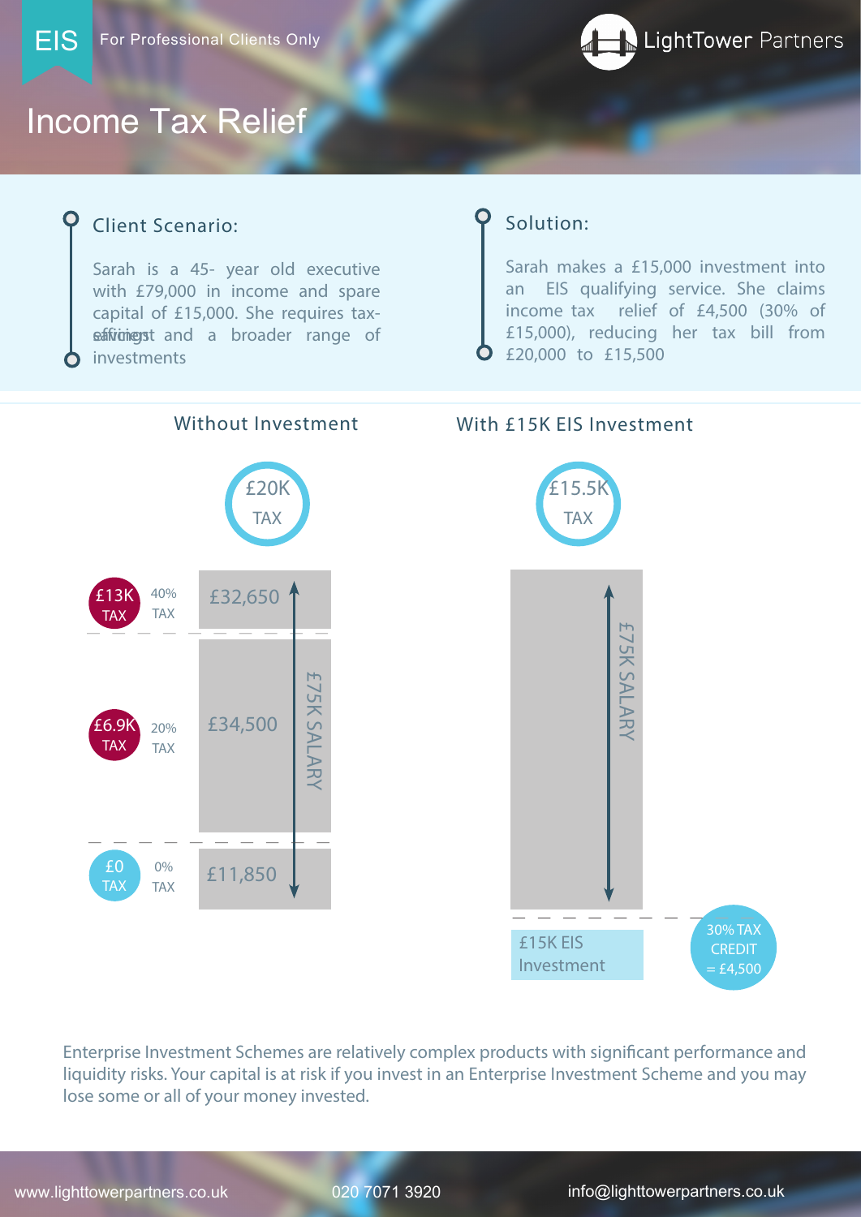EIS For Professional Clients Only

LightTower Partners

# Income Tax Relief

## Client Scenario:

Sarah is a 45- year old executive with £79,000 in income and spare capital of £15,000. She requires tax-efficient savings and a broader range of investments

## Solution:

Sarah makes a £15,000 investment into an EIS qualifying service. She claims income tax relief of £4,500 (30% of £15,000), reducing her tax bill from £20,000 to £15,500

### Without Investment

£20K TAX

| Tax | Rate | Band |
|---|---|---|
| £13K TAX | 40% TAX | £32,650 |
| £6.9K TAX | 20% TAX | £34,500 |
| £0 TAX | 0% TAX | £11,850 |

£75K SALARY

### With £15K EIS Investment

£15.5K TAX

£75K SALARY

£15K EIS Investment

30% TAX CREDIT = £4,500

Enterprise Investment Schemes are relatively complex products with significant performance and liquidity risks. Your capital is at risk if you invest in an Enterprise Investment Scheme and you may lose some or all of your money invested.

www.lighttowerpartners.co.uk 020 7071 3920 info@lighttowerpartners.co.uk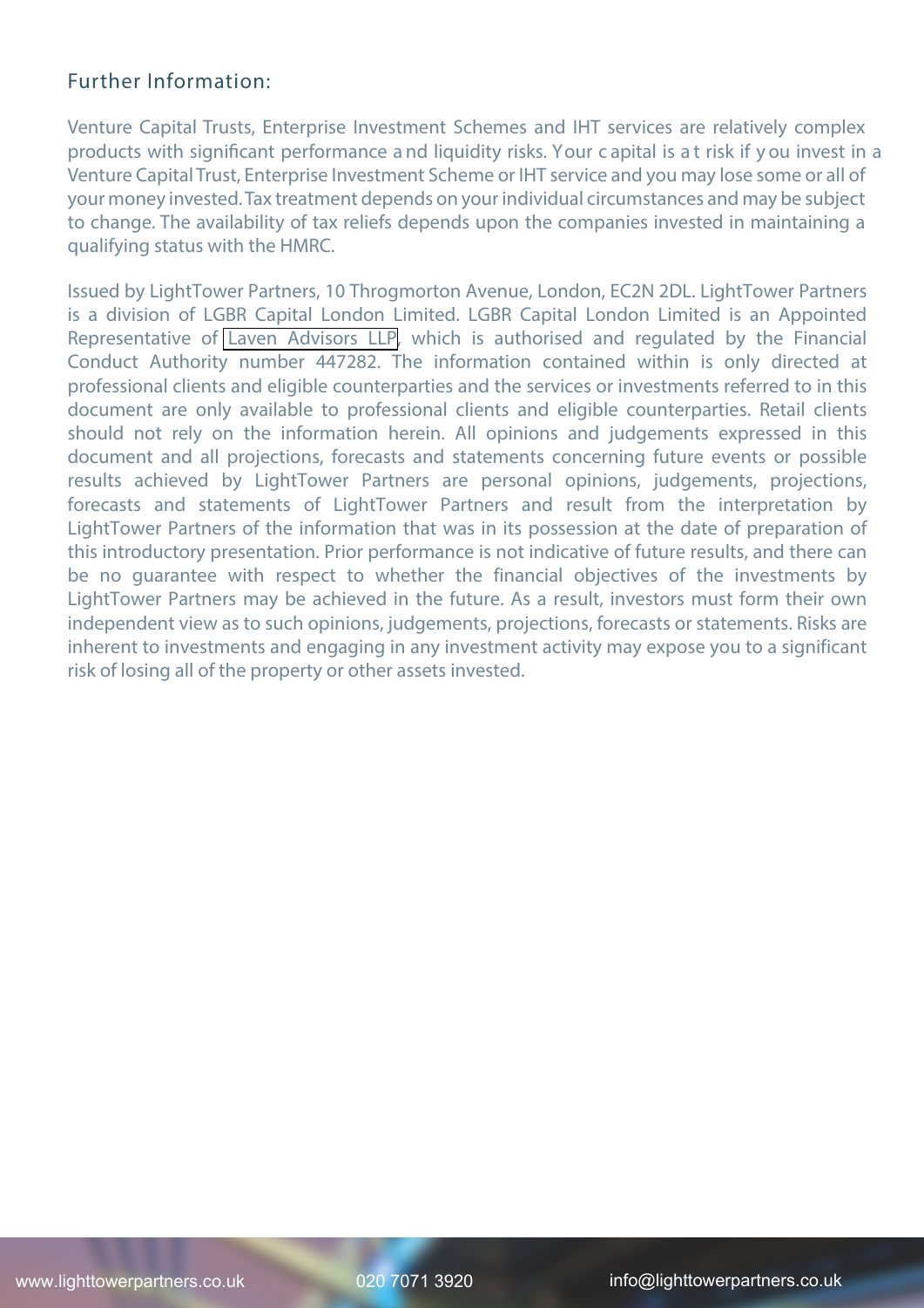## Further Information:

Venture Capital Trusts, Enterprise Investment Schemes and IHT services are relatively complex products with significant performance and liquidity risks. Your capital is at risk if you invest in a Venture Capital Trust, Enterprise Investment Scheme or IHT service and you may lose some or all of your money invested. Tax treatment depends on your individual circumstances and may be subject to change. The availability of tax reliefs depends upon the companies invested in maintaining a qualifying status with the HMRC.

Issued by LightTower Partners, 10 Throgmorton Avenue, London, EC2N 2DL. LightTower Partners is a division of LGBR Capital London Limited. LGBR Capital London Limited is an Appointed Representative of Laven Advisors LLP, which is authorised and regulated by the Financial Conduct Authority number 447282. The information contained within is only directed at professional clients and eligible counterparties and the services or investments referred to in this document are only available to professional clients and eligible counterparties. Retail clients should not rely on the information herein. All opinions and judgements expressed in this document and all projections, forecasts and statements concerning future events or possible results achieved by LightTower Partners are personal opinions, judgements, projections, forecasts and statements of LightTower Partners and result from the interpretation by LightTower Partners of the information that was in its possession at the date of preparation of this introductory presentation. Prior performance is not indicative of future results, and there can be no guarantee with respect to whether the financial objectives of the investments by LightTower Partners may be achieved in the future. As a result, investors must form their own independent view as to such opinions, judgements, projections, forecasts or statements. Risks are inherent to investments and engaging in any investment activity may expose you to a significant risk of losing all of the property or other assets invested.

www.lighttowerpartners.co.uk 020 7071 3920 info@lighttowerpartners.co.uk